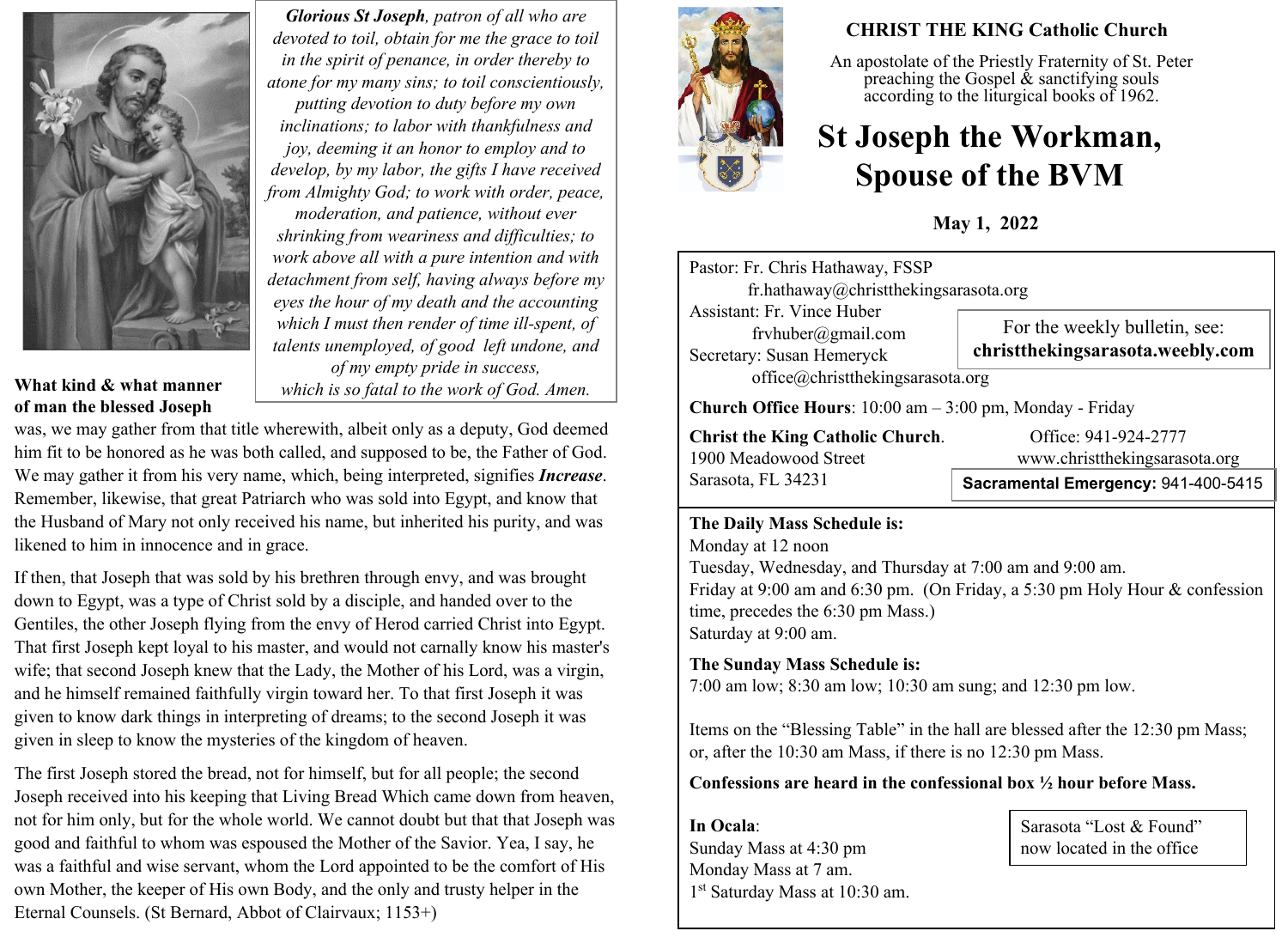***Glorious St Joseph**, patron of all who are devoted to toil, obtain for me the grace to toil in the spirit of penance, in order thereby to atone for my many sins; to toil conscientiously, putting devotion to duty before my own inclinations; to labor with thankfulness and joy, deeming it an honor to employ and to develop, by my labor, the gifts I have received from Almighty God; to work with order, peace, moderation, and patience, without ever shrinking from weariness and difficulties; to work above all with a pure intention and with detachment from self, having always before my eyes the hour of my death and the accounting which I must then render of time ill-spent, of talents unemployed, of good left undone, and of my empty pride in success, which is so fatal to the work of God. Amen.*

**What kind & what manner of man the blessed Joseph** was, we may gather from that title wherewith, albeit only as a deputy, God deemed him fit to be honored as he was both called, and supposed to be, the Father of God. We may gather it from his very name, which, being interpreted, signifies ***Increase***. Remember, likewise, that great Patriarch who was sold into Egypt, and know that the Husband of Mary not only received his name, but inherited his purity, and was likened to him in innocence and in grace.

If then, that Joseph that was sold by his brethren through envy, and was brought down to Egypt, was a type of Christ sold by a disciple, and handed over to the Gentiles, the other Joseph flying from the envy of Herod carried Christ into Egypt. That first Joseph kept loyal to his master, and would not carnally know his master's wife; that second Joseph knew that the Lady, the Mother of his Lord, was a virgin, and he himself remained faithfully virgin toward her. To that first Joseph it was given to know dark things in interpreting of dreams; to the second Joseph it was given in sleep to know the mysteries of the kingdom of heaven.

The first Joseph stored the bread, not for himself, but for all people; the second Joseph received into his keeping that Living Bread Which came down from heaven, not for him only, but for the whole world. We cannot doubt but that that Joseph was good and faithful to whom was espoused the Mother of the Savior. Yea, I say, he was a faithful and wise servant, whom the Lord appointed to be the comfort of His own Mother, the keeper of His own Body, and the only and trusty helper in the Eternal Counsels. (St Bernard, Abbot of Clairvaux; 1153+)

**CHRIST THE KING Catholic Church**

An apostolate of the Priestly Fraternity of St. Peter preaching the Gospel & sanctifying souls according to the liturgical books of 1962.

# St Joseph the Workman, Spouse of the BVM

**May 1, 2022**

Pastor: Fr. Chris Hathaway, FSSP
fr.hathaway@christthekingsarasota.org
Assistant: Fr. Vince Huber
frvhuber@gmail.com
Secretary: Susan Hemeryck
office@christthekingsarasota.org

For the weekly bulletin, see: **christthekingsarasota.weebly.com**

**Church Office Hours**: 10:00 am – 3:00 pm, Monday - Friday

**Christ the King Catholic Church**.
1900 Meadowood Street
Sarasota, FL 34231

Office: 941-924-2777
www.christthekingsarasota.org

**Sacramental Emergency:** 941-400-5415

**The Daily Mass Schedule is:**
Monday at 12 noon
Tuesday, Wednesday, and Thursday at 7:00 am and 9:00 am.
Friday at 9:00 am and 6:30 pm. (On Friday, a 5:30 pm Holy Hour & confession time, precedes the 6:30 pm Mass.)
Saturday at 9:00 am.

**The Sunday Mass Schedule is:**
7:00 am low; 8:30 am low; 10:30 am sung; and 12:30 pm low.

Items on the "Blessing Table" in the hall are blessed after the 12:30 pm Mass; or, after the 10:30 am Mass, if there is no 12:30 pm Mass.

**Confessions are heard in the confessional box ½ hour before Mass.**

**In Ocala**:
Sunday Mass at 4:30 pm
Monday Mass at 7 am.
1st Saturday Mass at 10:30 am.

Sarasota "Lost & Found" now located in the office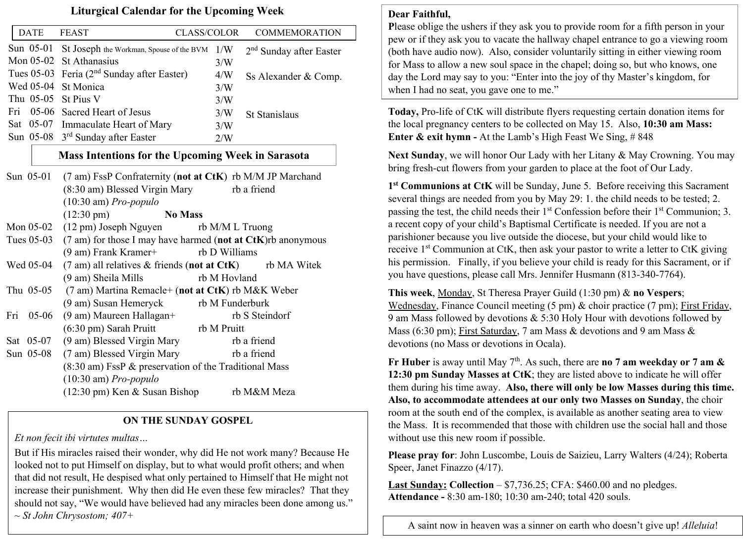## Liturgical Calendar for the Upcoming Week

| DATE | FEAST | CLASS/COLOR | COMMEMORATION |
|---|---|---|---|
| Sun 05-01 | St Joseph the Workman, Spouse of the BVM | 1/W | 2nd Sunday after Easter |
| Mon 05-02 | St Athanasius | 3/W | |
| Tues 05-03 | Feria (2nd Sunday after Easter) | 4/W | Ss Alexander & Comp. |
| Wed 05-04 | St Monica | 3/W | |
| Thu 05-05 | St Pius V | 3/W | |
| Fri 05-06 | Sacred Heart of Jesus | 3/W | St Stanislaus |
| Sat 05-07 | Immaculate Heart of Mary | 3/W | |
| Sun 05-08 | 3rd Sunday after Easter | 2/W | |

## Mass Intentions for the Upcoming Week in Sarasota

| | | |
|---|---|---|
| Sun 05-01 | (7 am) FssP Confraternity (**not at CtK**) | rb M/M JP Marchand |
| | (8:30 am) Blessed Virgin Mary | rb a friend |
| | (10:30 am) *Pro-populo* | |
| | (12:30 pm) **No Mass** | |
| Mon 05-02 | (12 pm) Joseph Nguyen | rb M/M L Truong |
| Tues 05-03 | (7 am) for those I may have harmed (**not at CtK**) | rb anonymous |
| | (9 am) Frank Kramer+ | rb D Williams |
| Wed 05-04 | (7 am) all relatives & friends (**not at CtK**) | rb MA Witek |
| | (9 am) Sheila Mills | rb M Hovland |
| Thu 05-05 | (7 am) Martina Remacle+ (**not at CtK**) | rb M&K Weber |
| | (9 am) Susan Hemeryck | rb M Funderburk |
| Fri 05-06 | (9 am) Maureen Hallagan+ | rb S Steindorf |
| | (6:30 pm) Sarah Pruitt | rb M Pruitt |
| Sat 05-07 | (9 am) Blessed Virgin Mary | rb a friend |
| Sun 05-08 | (7 am) Blessed Virgin Mary | rb a friend |
| | (8:30 am) FssP & preservation of the Traditional Mass | |
| | (10:30 am) *Pro-populo* | |
| | (12:30 pm) Ken & Susan Bishop | rb M&M Meza |

### ON THE SUNDAY GOSPEL

*Et non fecit ibi virtutes multas…*

But if His miracles raised their wonder, why did He not work many? Because He looked not to put Himself on display, but to what would profit others; and when that did not result, He despised what only pertained to Himself that He might not increase their punishment. Why then did He even these few miracles? That they should not say, "We would have believed had any miracles been done among us." *~ St John Chrysostom; 407+*

**Dear Faithful,**
Please oblige the ushers if they ask you to provide room for a fifth person in your pew or if they ask you to vacate the hallway chapel entrance to go a viewing room (both have audio now). Also, consider voluntarily sitting in either viewing room for Mass to allow a new soul space in the chapel; doing so, but who knows, one day the Lord may say to you: "Enter into the joy of thy Master's kingdom, for when I had no seat, you gave one to me."

**Today,** Pro-life of CtK will distribute flyers requesting certain donation items for the local pregnancy centers to be collected on May 15. Also, **10:30 am Mass: Enter & exit hymn -** At the Lamb's High Feast We Sing, # 848

**Next Sunday**, we will honor Our Lady with her Litany & May Crowning. You may bring fresh-cut flowers from your garden to place at the foot of Our Lady.

**1st Communions at CtK** will be Sunday, June 5. Before receiving this Sacrament several things are needed from you by May 29: 1. the child needs to be tested; 2. passing the test, the child needs their 1st Confession before their 1st Communion; 3. a recent copy of your child's Baptismal Certificate is needed. If you are not a parishioner because you live outside the diocese, but your child would like to receive 1st Communion at CtK, then ask your pastor to write a letter to CtK giving his permission. Finally, if you believe your child is ready for this Sacrament, or if you have questions, please call Mrs. Jennifer Husmann (813-340-7764).

**This week**, Monday, St Theresa Prayer Guild (1:30 pm) & **no Vespers**; Wednesday, Finance Council meeting (5 pm) & choir practice (7 pm); First Friday, 9 am Mass followed by devotions & 5:30 Holy Hour with devotions followed by Mass (6:30 pm); First Saturday, 7 am Mass & devotions and 9 am Mass & devotions (no Mass or devotions in Ocala).

**Fr Huber** is away until May 7th. As such, there are **no 7 am weekday or 7 am & 12:30 pm Sunday Masses at CtK**; they are listed above to indicate he will offer them during his time away. **Also, there will only be low Masses during this time. Also, to accommodate attendees at our only two Masses on Sunday**, the choir room at the south end of the complex, is available as another seating area to view the Mass. It is recommended that those with children use the social hall and those without use this new room if possible.

**Please pray for**: John Luscombe, Louis de Saizieu, Larry Walters (4/24); Roberta Speer, Janet Finazzo (4/17).

**Last Sunday: Collection** – $7,736.25; CFA: $460.00 and no pledges.
**Attendance -** 8:30 am-180; 10:30 am-240; total 420 souls.

A saint now in heaven was a sinner on earth who doesn't give up! *Alleluia*!